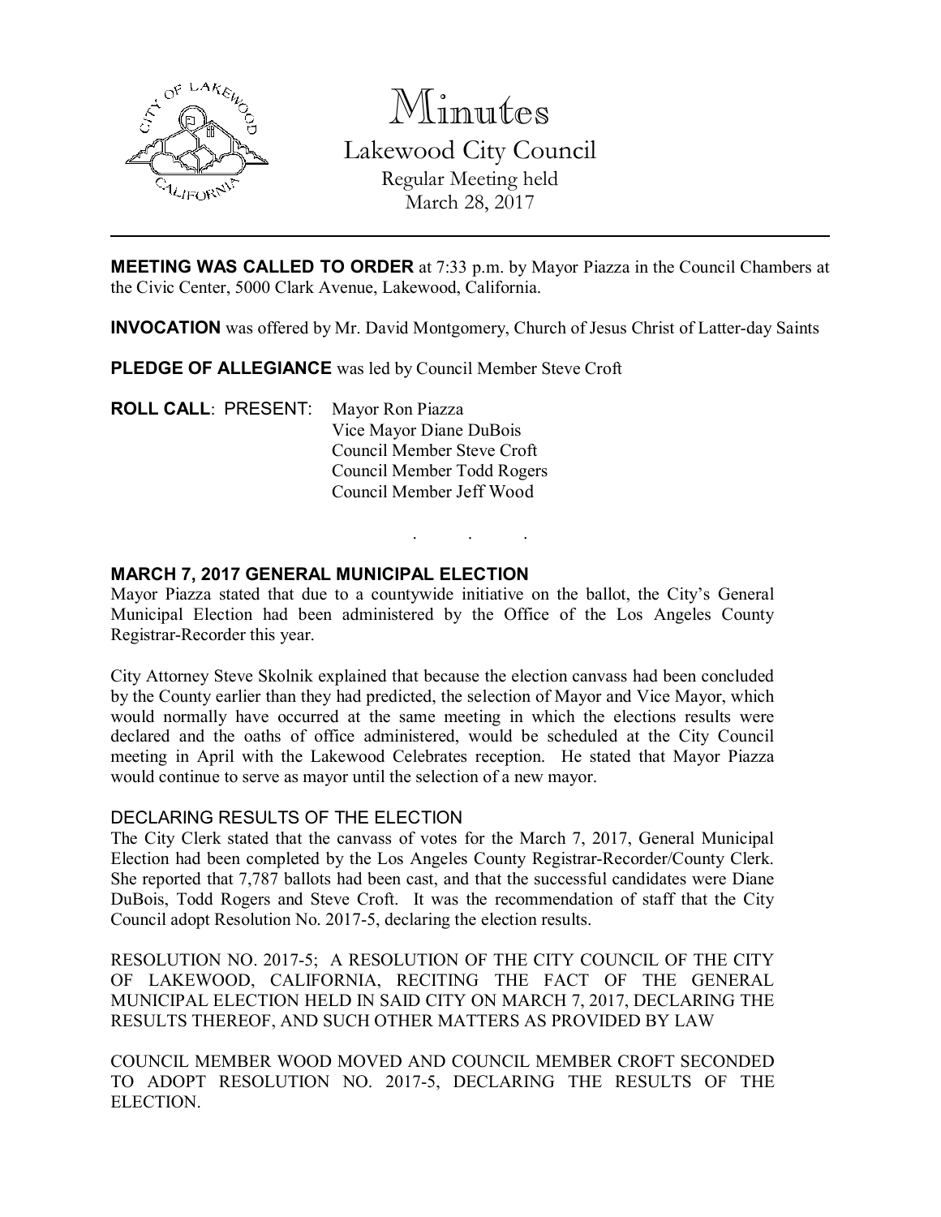# Minutes

Lakewood City Council

Regular Meeting held

March 28, 2017

**MEETING WAS CALLED TO ORDER** at 7:33 p.m. by Mayor Piazza in the Council Chambers at the Civic Center, 5000 Clark Avenue, Lakewood, California.

**INVOCATION** was offered by Mr. David Montgomery, Church of Jesus Christ of Latter-day Saints

**PLEDGE OF ALLEGIANCE** was led by Council Member Steve Croft

**ROLL CALL**: PRESENT: Mayor Ron Piazza
Vice Mayor Diane DuBois
Council Member Steve Croft
Council Member Todd Rogers
Council Member Jeff Wood

. . .

## MARCH 7, 2017 GENERAL MUNICIPAL ELECTION

Mayor Piazza stated that due to a countywide initiative on the ballot, the City's General Municipal Election had been administered by the Office of the Los Angeles County Registrar-Recorder this year.

City Attorney Steve Skolnik explained that because the election canvass had been concluded by the County earlier than they had predicted, the selection of Mayor and Vice Mayor, which would normally have occurred at the same meeting in which the elections results were declared and the oaths of office administered, would be scheduled at the City Council meeting in April with the Lakewood Celebrates reception. He stated that Mayor Piazza would continue to serve as mayor until the selection of a new mayor.

### DECLARING RESULTS OF THE ELECTION

The City Clerk stated that the canvass of votes for the March 7, 2017, General Municipal Election had been completed by the Los Angeles County Registrar-Recorder/County Clerk. She reported that 7,787 ballots had been cast, and that the successful candidates were Diane DuBois, Todd Rogers and Steve Croft. It was the recommendation of staff that the City Council adopt Resolution No. 2017-5, declaring the election results.

RESOLUTION NO. 2017-5; A RESOLUTION OF THE CITY COUNCIL OF THE CITY OF LAKEWOOD, CALIFORNIA, RECITING THE FACT OF THE GENERAL MUNICIPAL ELECTION HELD IN SAID CITY ON MARCH 7, 2017, DECLARING THE RESULTS THEREOF, AND SUCH OTHER MATTERS AS PROVIDED BY LAW

COUNCIL MEMBER WOOD MOVED AND COUNCIL MEMBER CROFT SECONDED TO ADOPT RESOLUTION NO. 2017-5, DECLARING THE RESULTS OF THE ELECTION.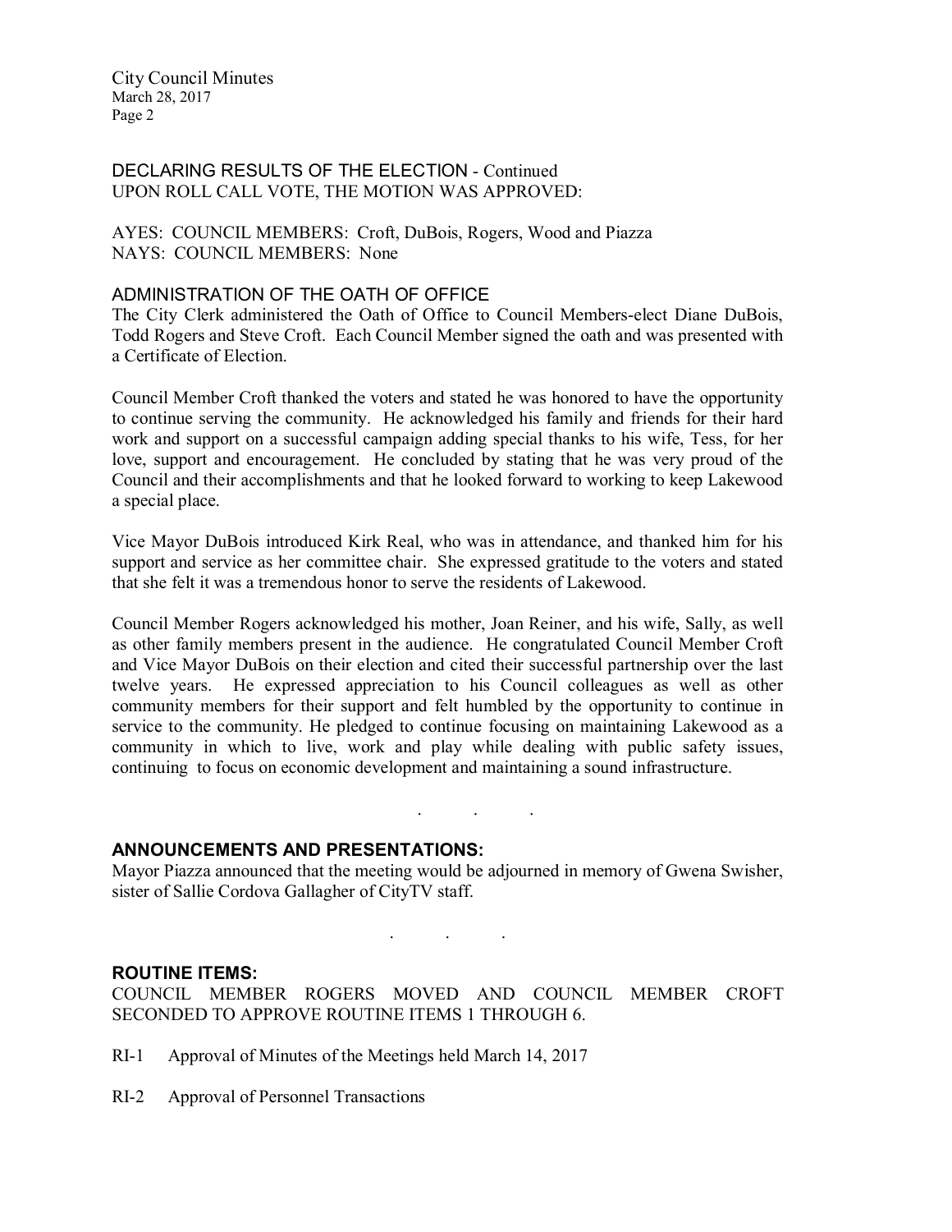DECLARING RESULTS OF THE ELECTION - Continued
UPON ROLL CALL VOTE, THE MOTION WAS APPROVED:

AYES: COUNCIL MEMBERS: Croft, DuBois, Rogers, Wood and Piazza
NAYS: COUNCIL MEMBERS: None

ADMINISTRATION OF THE OATH OF OFFICE
The City Clerk administered the Oath of Office to Council Members-elect Diane DuBois, Todd Rogers and Steve Croft. Each Council Member signed the oath and was presented with a Certificate of Election.

Council Member Croft thanked the voters and stated he was honored to have the opportunity to continue serving the community. He acknowledged his family and friends for their hard work and support on a successful campaign adding special thanks to his wife, Tess, for her love, support and encouragement. He concluded by stating that he was very proud of the Council and their accomplishments and that he looked forward to working to keep Lakewood a special place.

Vice Mayor DuBois introduced Kirk Real, who was in attendance, and thanked him for his support and service as her committee chair. She expressed gratitude to the voters and stated that she felt it was a tremendous honor to serve the residents of Lakewood.

Council Member Rogers acknowledged his mother, Joan Reiner, and his wife, Sally, as well as other family members present in the audience. He congratulated Council Member Croft and Vice Mayor DuBois on their election and cited their successful partnership over the last twelve years. He expressed appreciation to his Council colleagues as well as other community members for their support and felt humbled by the opportunity to continue in service to the community. He pledged to continue focusing on maintaining Lakewood as a community in which to live, work and play while dealing with public safety issues, continuing to focus on economic development and maintaining a sound infrastructure.

. . .

**ANNOUNCEMENTS AND PRESENTATIONS:**
Mayor Piazza announced that the meeting would be adjourned in memory of Gwena Swisher, sister of Sallie Cordova Gallagher of CityTV staff.

. . .

**ROUTINE ITEMS:**
COUNCIL MEMBER ROGERS MOVED AND COUNCIL MEMBER CROFT SECONDED TO APPROVE ROUTINE ITEMS 1 THROUGH 6.

RI-1 Approval of Minutes of the Meetings held March 14, 2017

RI-2 Approval of Personnel Transactions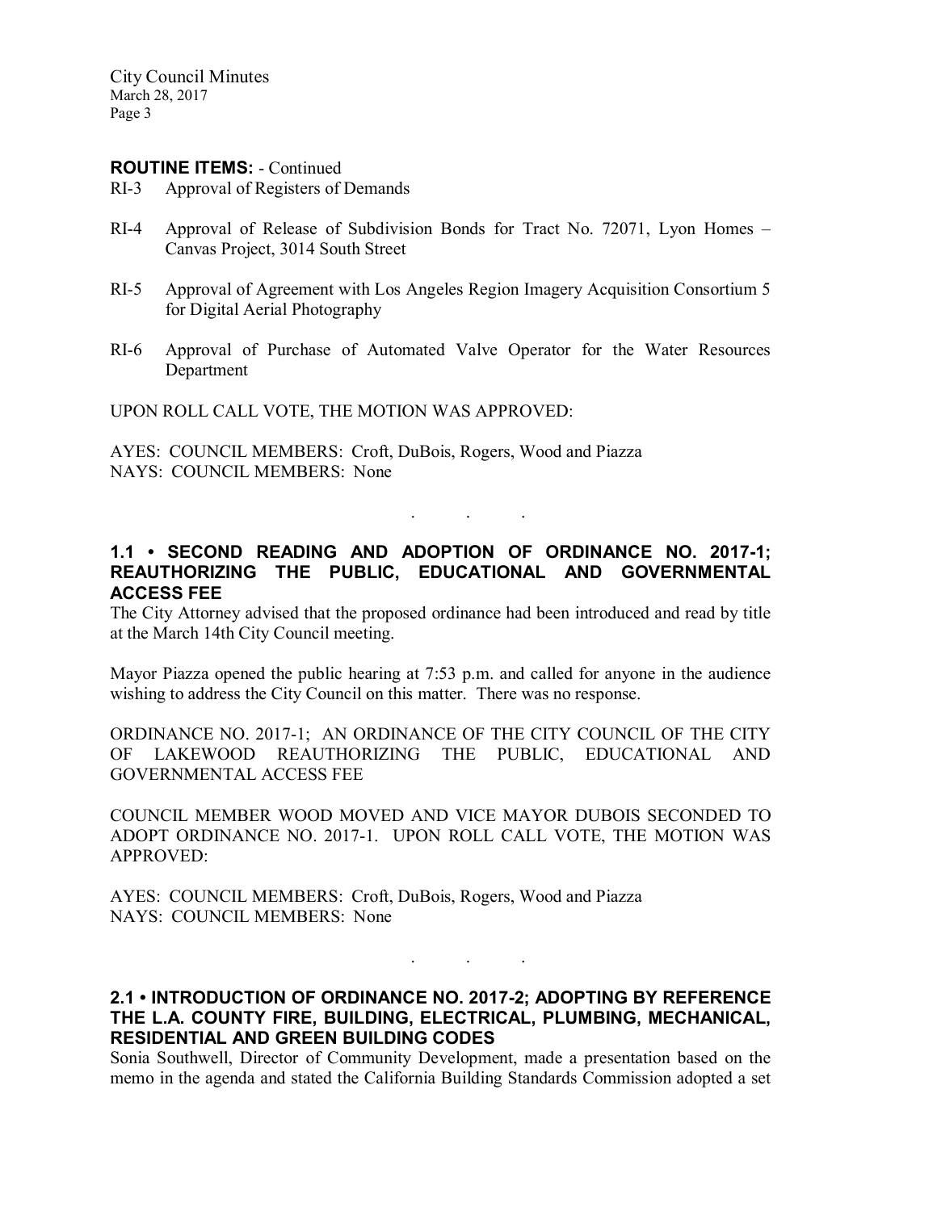**ROUTINE ITEMS:** - Continued

RI-3 Approval of Registers of Demands

RI-4 Approval of Release of Subdivision Bonds for Tract No. 72071, Lyon Homes – Canvas Project, 3014 South Street

RI-5 Approval of Agreement with Los Angeles Region Imagery Acquisition Consortium 5 for Digital Aerial Photography

RI-6 Approval of Purchase of Automated Valve Operator for the Water Resources Department

UPON ROLL CALL VOTE, THE MOTION WAS APPROVED:

AYES: COUNCIL MEMBERS: Croft, DuBois, Rogers, Wood and Piazza
NAYS: COUNCIL MEMBERS: None

. . .

## 1.1 • SECOND READING AND ADOPTION OF ORDINANCE NO. 2017-1; REAUTHORIZING THE PUBLIC, EDUCATIONAL AND GOVERNMENTAL ACCESS FEE

The City Attorney advised that the proposed ordinance had been introduced and read by title at the March 14th City Council meeting.

Mayor Piazza opened the public hearing at 7:53 p.m. and called for anyone in the audience wishing to address the City Council on this matter. There was no response.

ORDINANCE NO. 2017-1; AN ORDINANCE OF THE CITY COUNCIL OF THE CITY OF LAKEWOOD REAUTHORIZING THE PUBLIC, EDUCATIONAL AND GOVERNMENTAL ACCESS FEE

COUNCIL MEMBER WOOD MOVED AND VICE MAYOR DUBOIS SECONDED TO ADOPT ORDINANCE NO. 2017-1. UPON ROLL CALL VOTE, THE MOTION WAS APPROVED:

AYES: COUNCIL MEMBERS: Croft, DuBois, Rogers, Wood and Piazza
NAYS: COUNCIL MEMBERS: None

. . .

## 2.1 • INTRODUCTION OF ORDINANCE NO. 2017-2; ADOPTING BY REFERENCE THE L.A. COUNTY FIRE, BUILDING, ELECTRICAL, PLUMBING, MECHANICAL, RESIDENTIAL AND GREEN BUILDING CODES

Sonia Southwell, Director of Community Development, made a presentation based on the memo in the agenda and stated the California Building Standards Commission adopted a set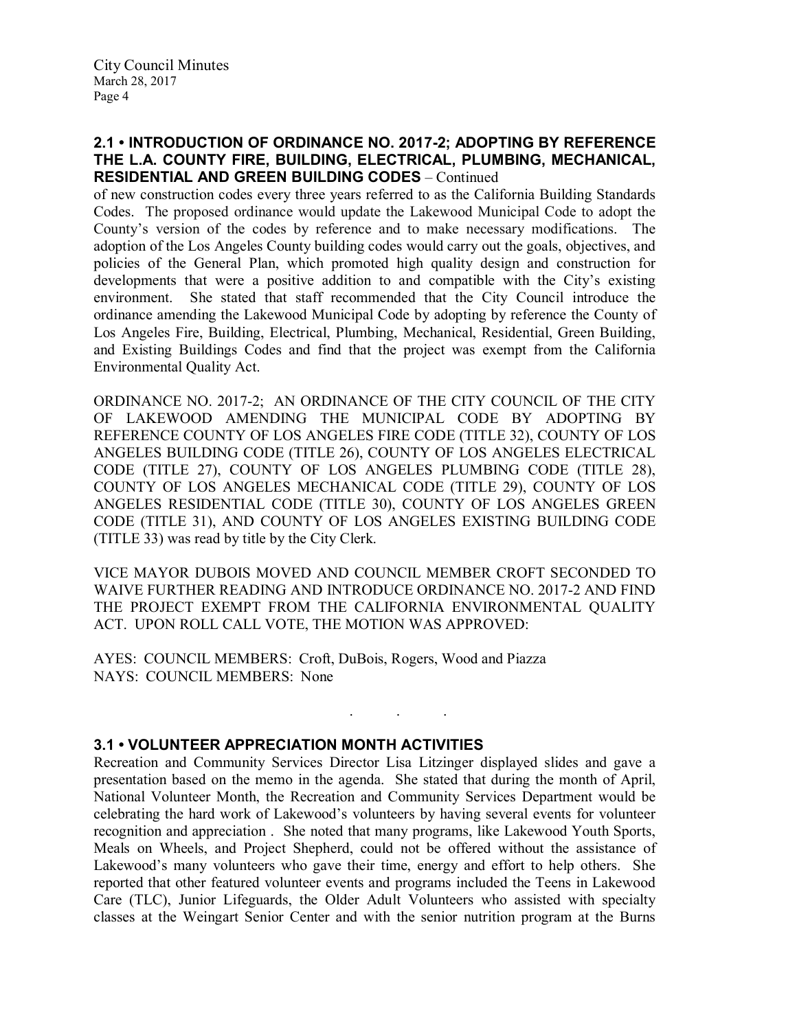## 2.1 • INTRODUCTION OF ORDINANCE NO. 2017-2; ADOPTING BY REFERENCE THE L.A. COUNTY FIRE, BUILDING, ELECTRICAL, PLUMBING, MECHANICAL, RESIDENTIAL AND GREEN BUILDING CODES – Continued

of new construction codes every three years referred to as the California Building Standards Codes. The proposed ordinance would update the Lakewood Municipal Code to adopt the County's version of the codes by reference and to make necessary modifications. The adoption of the Los Angeles County building codes would carry out the goals, objectives, and policies of the General Plan, which promoted high quality design and construction for developments that were a positive addition to and compatible with the City's existing environment. She stated that staff recommended that the City Council introduce the ordinance amending the Lakewood Municipal Code by adopting by reference the County of Los Angeles Fire, Building, Electrical, Plumbing, Mechanical, Residential, Green Building, and Existing Buildings Codes and find that the project was exempt from the California Environmental Quality Act.

ORDINANCE NO. 2017-2; AN ORDINANCE OF THE CITY COUNCIL OF THE CITY OF LAKEWOOD AMENDING THE MUNICIPAL CODE BY ADOPTING BY REFERENCE COUNTY OF LOS ANGELES FIRE CODE (TITLE 32), COUNTY OF LOS ANGELES BUILDING CODE (TITLE 26), COUNTY OF LOS ANGELES ELECTRICAL CODE (TITLE 27), COUNTY OF LOS ANGELES PLUMBING CODE (TITLE 28), COUNTY OF LOS ANGELES MECHANICAL CODE (TITLE 29), COUNTY OF LOS ANGELES RESIDENTIAL CODE (TITLE 30), COUNTY OF LOS ANGELES GREEN CODE (TITLE 31), AND COUNTY OF LOS ANGELES EXISTING BUILDING CODE (TITLE 33) was read by title by the City Clerk.

VICE MAYOR DUBOIS MOVED AND COUNCIL MEMBER CROFT SECONDED TO WAIVE FURTHER READING AND INTRODUCE ORDINANCE NO. 2017-2 AND FIND THE PROJECT EXEMPT FROM THE CALIFORNIA ENVIRONMENTAL QUALITY ACT. UPON ROLL CALL VOTE, THE MOTION WAS APPROVED:

AYES: COUNCIL MEMBERS: Croft, DuBois, Rogers, Wood and Piazza
NAYS: COUNCIL MEMBERS: None

. . .

## 3.1 • VOLUNTEER APPRECIATION MONTH ACTIVITIES

Recreation and Community Services Director Lisa Litzinger displayed slides and gave a presentation based on the memo in the agenda. She stated that during the month of April, National Volunteer Month, the Recreation and Community Services Department would be celebrating the hard work of Lakewood's volunteers by having several events for volunteer recognition and appreciation . She noted that many programs, like Lakewood Youth Sports, Meals on Wheels, and Project Shepherd, could not be offered without the assistance of Lakewood's many volunteers who gave their time, energy and effort to help others. She reported that other featured volunteer events and programs included the Teens in Lakewood Care (TLC), Junior Lifeguards, the Older Adult Volunteers who assisted with specialty classes at the Weingart Senior Center and with the senior nutrition program at the Burns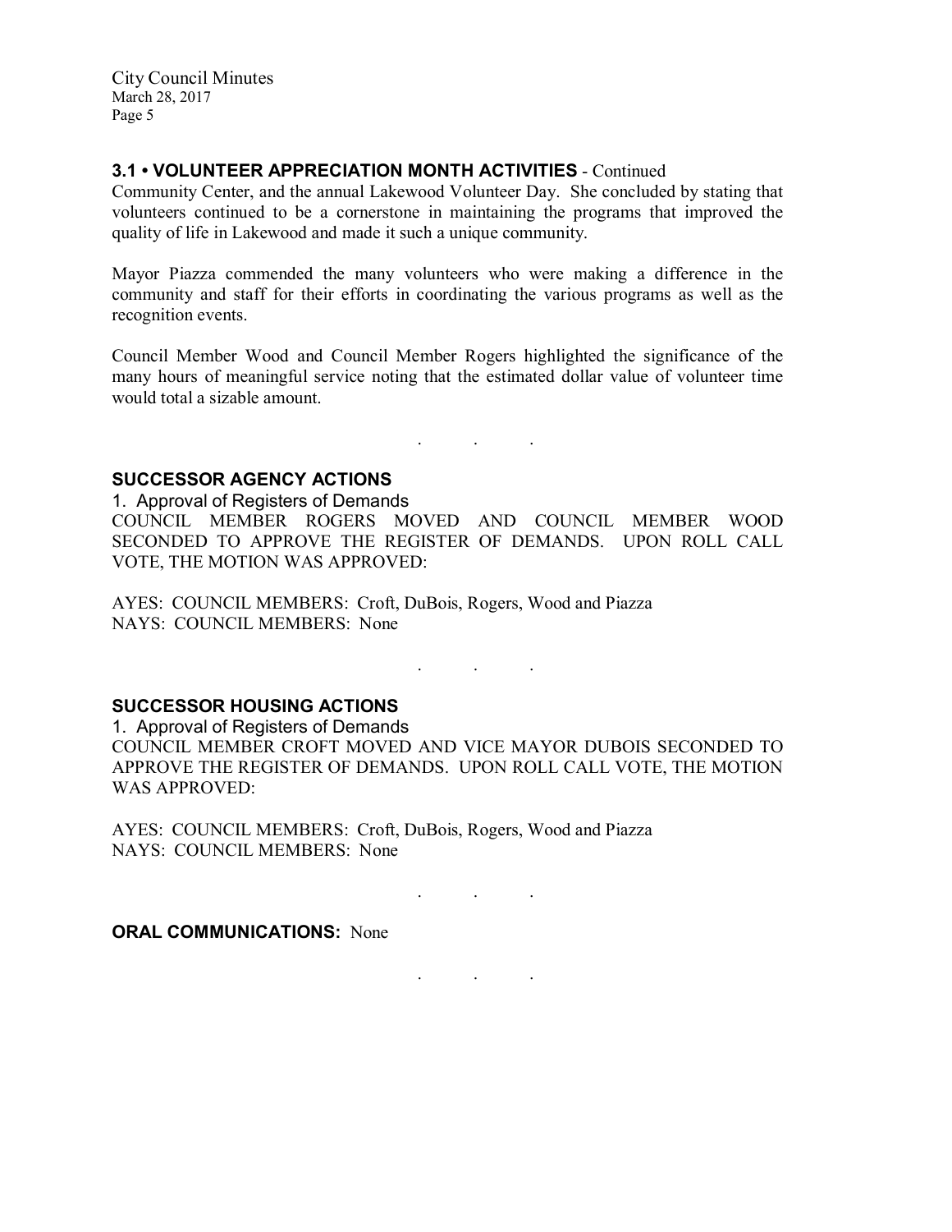### 3.1 • VOLUNTEER APPRECIATION MONTH ACTIVITIES - Continued

Community Center, and the annual Lakewood Volunteer Day. She concluded by stating that volunteers continued to be a cornerstone in maintaining the programs that improved the quality of life in Lakewood and made it such a unique community.

Mayor Piazza commended the many volunteers who were making a difference in the community and staff for their efforts in coordinating the various programs as well as the recognition events.

Council Member Wood and Council Member Rogers highlighted the significance of the many hours of meaningful service noting that the estimated dollar value of volunteer time would total a sizable amount.

. . .

### SUCCESSOR AGENCY ACTIONS

1. Approval of Registers of Demands

COUNCIL MEMBER ROGERS MOVED AND COUNCIL MEMBER WOOD SECONDED TO APPROVE THE REGISTER OF DEMANDS. UPON ROLL CALL VOTE, THE MOTION WAS APPROVED:

AYES: COUNCIL MEMBERS: Croft, DuBois, Rogers, Wood and Piazza
NAYS: COUNCIL MEMBERS: None

. . .

### SUCCESSOR HOUSING ACTIONS

1. Approval of Registers of Demands

COUNCIL MEMBER CROFT MOVED AND VICE MAYOR DUBOIS SECONDED TO APPROVE THE REGISTER OF DEMANDS. UPON ROLL CALL VOTE, THE MOTION WAS APPROVED:

AYES: COUNCIL MEMBERS: Croft, DuBois, Rogers, Wood and Piazza
NAYS: COUNCIL MEMBERS: None

. . .

**ORAL COMMUNICATIONS:** None

. . .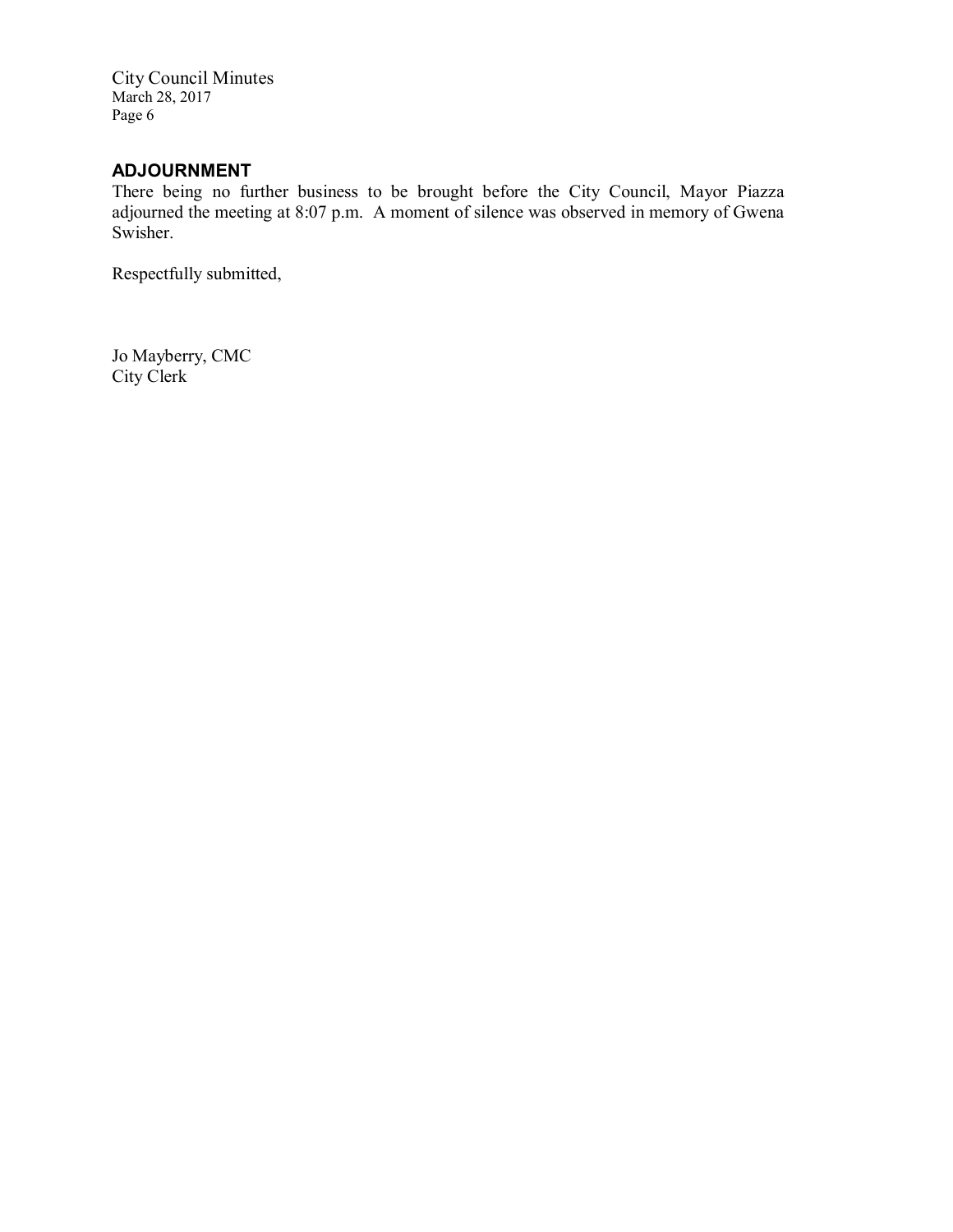## ADJOURNMENT

There being no further business to be brought before the City Council, Mayor Piazza adjourned the meeting at 8:07 p.m. A moment of silence was observed in memory of Gwena Swisher.

Respectfully submitted,

Jo Mayberry, CMC
City Clerk